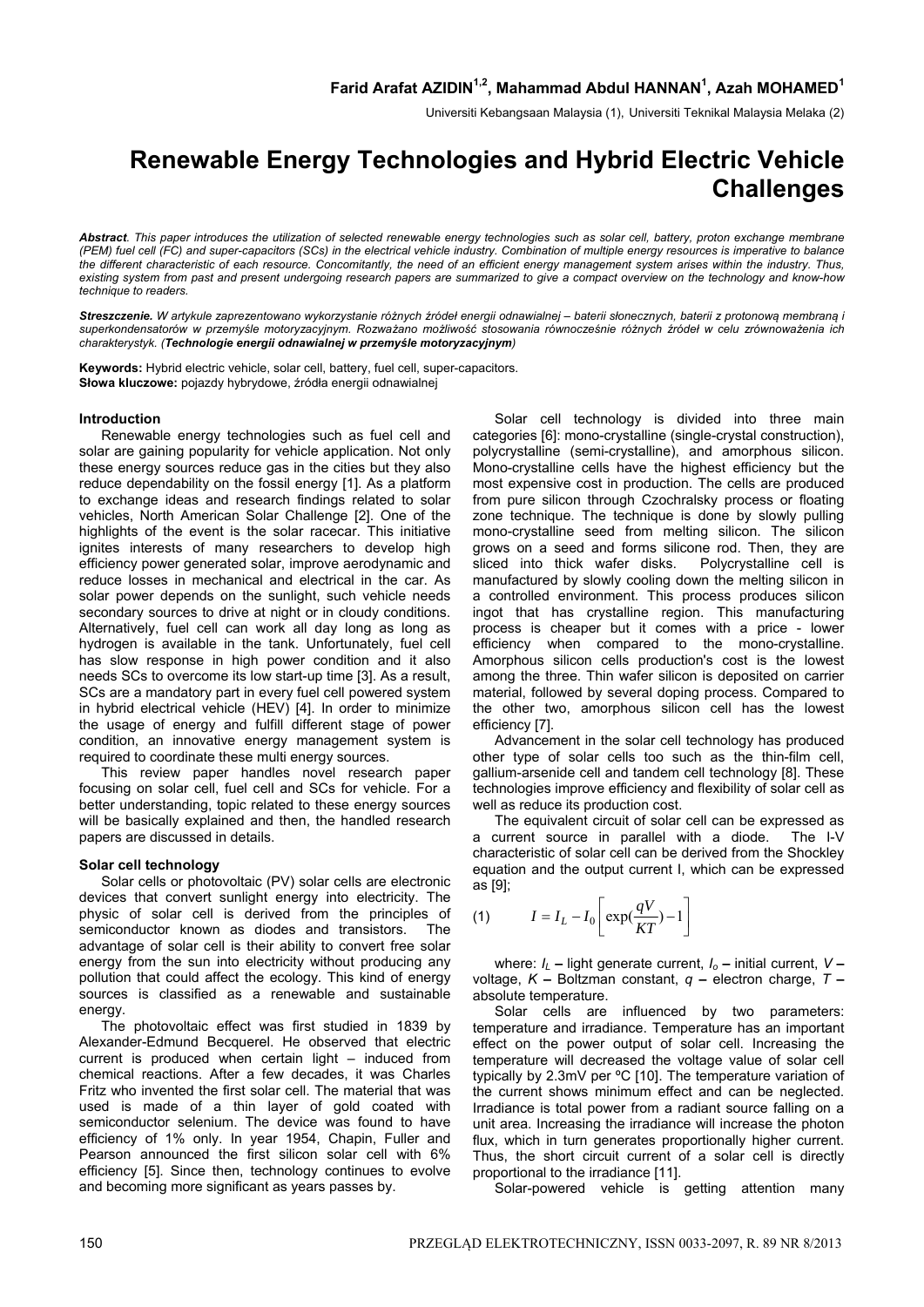**Farid Arafat AZIDIN[1,2], Mahammad Abdul HANNAN[1], Azah MOHAMED[1]**

Universiti Kebangsaan Malaysia (1), Universiti Teknikal Malaysia Melaka (2)

# Renewable Energy Technologies and Hybrid Electric Vehicle Challenges

***Abstract**. This paper introduces the utilization of selected renewable energy technologies such as solar cell, battery, proton exchange membrane (PEM) fuel cell (FC) and super-capacitors (SCs) in the electrical vehicle industry. Combination of multiple energy resources is imperative to balance the different characteristic of each resource. Concomitantly, the need of an efficient energy management system arises within the industry. Thus, existing system from past and present undergoing research papers are summarized to give a compact overview on the technology and know-how technique to readers.*

***Streszczenie.** W artykule zaprezentowano wykorzystanie różnych źródeł energii odnawialnej – baterii słonecznych, baterii z protonową membraną i superkondensatorów w przemyśle motoryzacyjnym. Rozważano możliwość stosowania równocześnie różnych źródeł w celu zrównoważenia ich charakterystyk. (**Technologie energii odnawialnej w przemyśle motoryzacyjnym**)*

**Keywords:** Hybrid electric vehicle, solar cell, battery, fuel cell, super-capacitors.
**Słowa kluczowe:** pojazdy hybrydowe, źródła energii odnawialnej

## Introduction

Renewable energy technologies such as fuel cell and solar are gaining popularity for vehicle application. Not only these energy sources reduce gas in the cities but they also reduce dependability on the fossil energy [1]. As a platform to exchange ideas and research findings related to solar vehicles, North American Solar Challenge [2]. One of the highlights of the event is the solar racecar. This initiative ignites interests of many researchers to develop high efficiency power generated solar, improve aerodynamic and reduce losses in mechanical and electrical in the car. As solar power depends on the sunlight, such vehicle needs secondary sources to drive at night or in cloudy conditions. Alternatively, fuel cell can work all day long as long as hydrogen is available in the tank. Unfortunately, fuel cell has slow response in high power condition and it also needs SCs to overcome its low start-up time [3]. As a result, SCs are a mandatory part in every fuel cell powered system in hybrid electrical vehicle (HEV) [4]. In order to minimize the usage of energy and fulfill different stage of power condition, an innovative energy management system is required to coordinate these multi energy sources.

This review paper handles novel research paper focusing on solar cell, fuel cell and SCs for vehicle. For a better understanding, topic related to these energy sources will be basically explained and then, the handled research papers are discussed in details.

## Solar cell technology

Solar cells or photovoltaic (PV) solar cells are electronic devices that convert sunlight energy into electricity. The physic of solar cell is derived from the principles of semiconductor known as diodes and transistors. The advantage of solar cell is their ability to convert free solar energy from the sun into electricity without producing any pollution that could affect the ecology. This kind of energy sources is classified as a renewable and sustainable energy.

The photovoltaic effect was first studied in 1839 by Alexander-Edmund Becquerel. He observed that electric current is produced when certain light – induced from chemical reactions. After a few decades, it was Charles Fritz who invented the first solar cell. The material that was used is made of a thin layer of gold coated with semiconductor selenium. The device was found to have efficiency of 1% only. In year 1954, Chapin, Fuller and Pearson announced the first silicon solar cell with 6% efficiency [5]. Since then, technology continues to evolve and becoming more significant as years passes by.

Solar cell technology is divided into three main categories [6]: mono-crystalline (single-crystal construction), polycrystalline (semi-crystalline), and amorphous silicon. Mono-crystalline cells have the highest efficiency but the most expensive cost in production. The cells are produced from pure silicon through Czochralsky process or floating zone technique. The technique is done by slowly pulling mono-crystalline seed from melting silicon. The silicon grows on a seed and forms silicone rod. Then, they are sliced into thick wafer disks. Polycrystalline cell is manufactured by slowly cooling down the melting silicon in a controlled environment. This process produces silicon ingot that has crystalline region. This manufacturing process is cheaper but it comes with a price - lower efficiency when compared to the mono-crystalline. Amorphous silicon cells production's cost is the lowest among the three. Thin wafer silicon is deposited on carrier material, followed by several doping process. Compared to the other two, amorphous silicon cell has the lowest efficiency [7].

Advancement in the solar cell technology has produced other type of solar cells too such as the thin-film cell, gallium-arsenide cell and tandem cell technology [8]. These technologies improve efficiency and flexibility of solar cell as well as reduce its production cost.

The equivalent circuit of solar cell can be expressed as a current source in parallel with a diode. The I-V characteristic of solar cell can be derived from the Shockley equation and the output current I, which can be expressed as [9];

$$I = I_L - I_0\left[\exp\left(\frac{qV}{KT}\right) - 1\right] \quad (1)$$

where: $I_L$ – light generate current, $I_o$ – initial current, $V$ – voltage, $K$ – Boltzman constant, $q$ – electron charge, $T$ – absolute temperature.

Solar cells are influenced by two parameters: temperature and irradiance. Temperature has an important effect on the power output of solar cell. Increasing the temperature will decreased the voltage value of solar cell typically by 2.3mV per ºC [10]. The temperature variation of the current shows minimum effect and can be neglected. Irradiance is total power from a radiant source falling on a unit area. Increasing the irradiance will increase the photon flux, which in turn generates proportionally higher current. Thus, the short circuit current of a solar cell is directly proportional to the irradiance [11].

Solar-powered vehicle is getting attention many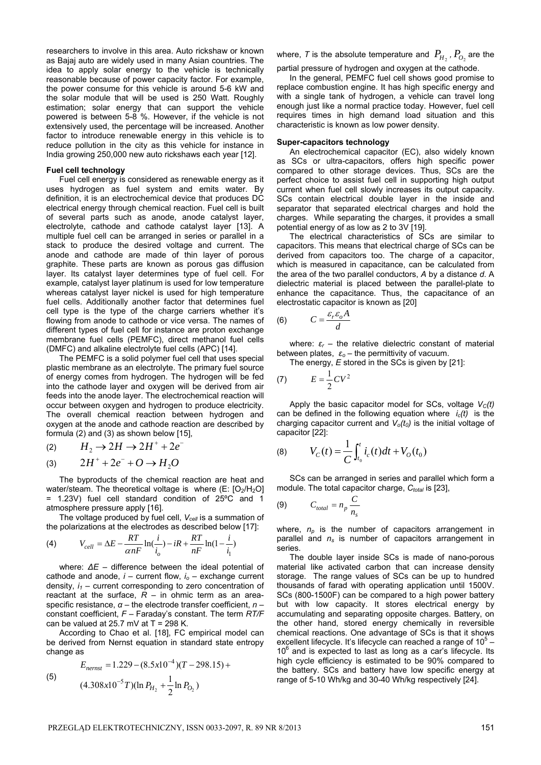researchers to involve in this area. Auto rickshaw or known as Bajaj auto are widely used in many Asian countries. The idea to apply solar energy to the vehicle is technically reasonable because of power capacity factor. For example, the power consume for this vehicle is around 5-6 kW and the solar module that will be used is 250 Watt. Roughly estimation; solar energy that can support the vehicle powered is between 5-8 %. However, if the vehicle is not extensively used, the percentage will be increased. Another factor to introduce renewable energy in this vehicle is to reduce pollution in the city as this vehicle for instance in India growing 250,000 new auto rickshaws each year [12].

**Fuel cell technology**

Fuel cell energy is considered as renewable energy as it uses hydrogen as fuel system and emits water. By definition, it is an electrochemical device that produces DC electrical energy through chemical reaction. Fuel cell is built of several parts such as anode, anode catalyst layer, electrolyte, cathode and cathode catalyst layer [13]. A multiple fuel cell can be arranged in series or parallel in a stack to produce the desired voltage and current. The anode and cathode are made of thin layer of porous graphite. These parts are known as porous gas diffusion layer. Its catalyst layer determines type of fuel cell. For example, catalyst layer platinum is used for low temperature whereas catalyst layer nickel is used for high temperature fuel cells. Additionally another factor that determines fuel cell type is the type of the charge carriers whether it's flowing from anode to cathode or vice versa. The names of different types of fuel cell for instance are proton exchange membrane fuel cells (PEMFC), direct methanol fuel cells (DMFC) and alkaline electrolyte fuel cells (APC) [14].

The PEMFC is a solid polymer fuel cell that uses special plastic membrane as an electrolyte. The primary fuel source of energy comes from hydrogen. The hydrogen will be fed into the cathode layer and oxygen will be derived from air feeds into the anode layer. The electrochemical reaction will occur between oxygen and hydrogen to produce electricity. The overall chemical reaction between hydrogen and oxygen at the anode and cathode reaction are described by formula (2) and (3) as shown below [15],

$$H_2 \rightarrow 2H \rightarrow 2H^+ + 2e^- \tag{2}$$

$$2H^+ + 2e^- + O \rightarrow H_2O \tag{3}$$

The byproducts of the chemical reaction are heat and water/steam. The theoretical voltage is where (E: [$O_2/H_2O$] = 1.23V) fuel cell standard condition of 25ºC and 1 atmosphere pressure apply [16].

The voltage produced by fuel cell, $V_{cell}$ is a summation of the polarizations at the electrodes as described below [17]:

$$V_{cell} = \Delta E - \frac{RT}{\alpha nF}\ln\left(\frac{i}{i_o}\right) - iR + \frac{RT}{nF}\ln\left(1 - \frac{i}{i_1}\right) \tag{4}$$

where: $\Delta E$ – difference between the ideal potential of cathode and anode, $i$ – current flow, $i_o$ – exchange current density, $i_1$ – current corresponding to zero concentration of reactant at the surface, $R$ – in ohmic term as an area-specific resistance, $\alpha$ – the electrode transfer coefficient, $n$ – constant coefficient, $F$ – Faraday's constant. The term $RT/F$ can be valued at 25.7 mV at T = 298 K.

According to Chao et al. [18], FC empirical model can be derived from Nernst equation in standard state entropy change as

$$E_{nernst} = 1.229 - (8.5x10^{-4})(T - 298.15) + (4.308x10^{-5}T)(\ln P_{H_2} + \frac{1}{2}\ln P_{O_2}) \tag{5}$$

where, $T$ is the absolute temperature and $P_{H_2}$, $P_{O_2}$ are the partial pressure of hydrogen and oxygen at the cathode.

In the general, PEMFC fuel cell shows good promise to replace combustion engine. It has high specific energy and with a single tank of hydrogen, a vehicle can travel long enough just like a normal practice today. However, fuel cell requires times in high demand load situation and this characteristic is known as low power density.

**Super-capacitors technology**

An electrochemical capacitor (EC), also widely known as SCs or ultra-capacitors, offers high specific power compared to other storage devices. Thus, SCs are the perfect choice to assist fuel cell in supporting high output current when fuel cell slowly increases its output capacity. SCs contain electrical double layer in the inside and separator that separated electrical charges and hold the charges. While separating the charges, it provides a small potential energy of as low as 2 to 3V [19].

The electrical characteristics of SCs are similar to capacitors. This means that electrical charge of SCs can be derived from capacitors too. The charge of a capacitor, which is measured in capacitance, can be calculated from the area of the two parallel conductors, $A$ by a distance $d$. A dielectric material is placed between the parallel-plate to enhance the capacitance. Thus, the capacitance of an electrostatic capacitor is known as [20]

$$C = \frac{\varepsilon_r \varepsilon_o A}{d} \tag{6}$$

where: $\varepsilon_r$ – the relative dielectric constant of material between plates, $\varepsilon_o$ – the permittivity of vacuum.

The energy, $E$ stored in the SCs is given by [21]:

$$E = \frac{1}{2}CV^2 \tag{7}$$

Apply the basic capacitor model for SCs, voltage $V_C(t)$ can be defined in the following equation where $i_c(t)$ is the charging capacitor current and $V_o(t_0)$ is the initial voltage of capacitor [22]:

$$V_C(t) = \frac{1}{C}\int_{t_0}^{t} i_c(t)dt + V_O(t_0) \tag{8}$$

SCs can be arranged in series and parallel which form a module. The total capacitor charge, $C_{total}$ is [23],

$$C_{total} = n_p \frac{C}{n_s} \tag{9}$$

where, $n_p$ is the number of capacitors arrangement in parallel and $n_s$ is number of capacitors arrangement in series.

The double layer inside SCs is made of nano-porous material like activated carbon that can increase density storage. The range values of SCs can be up to hundred thousands of farad with operating application until 1500V. SCs (800-1500F) can be compared to a high power battery but with low capacity. It stores electrical energy by accumulating and separating opposite charges. Battery, on the other hand, stored energy chemically in reversible chemical reactions. One advantage of SCs is that it shows excellent lifecycle. It's lifecycle can reached a range of $10^5$ – $10^6$ and is expected to last as long as a car's lifecycle. Its high cycle efficiency is estimated to be 90% compared to the battery. SCs and battery have low specific energy at range of 5-10 Wh/kg and 30-40 Wh/kg respectively [24].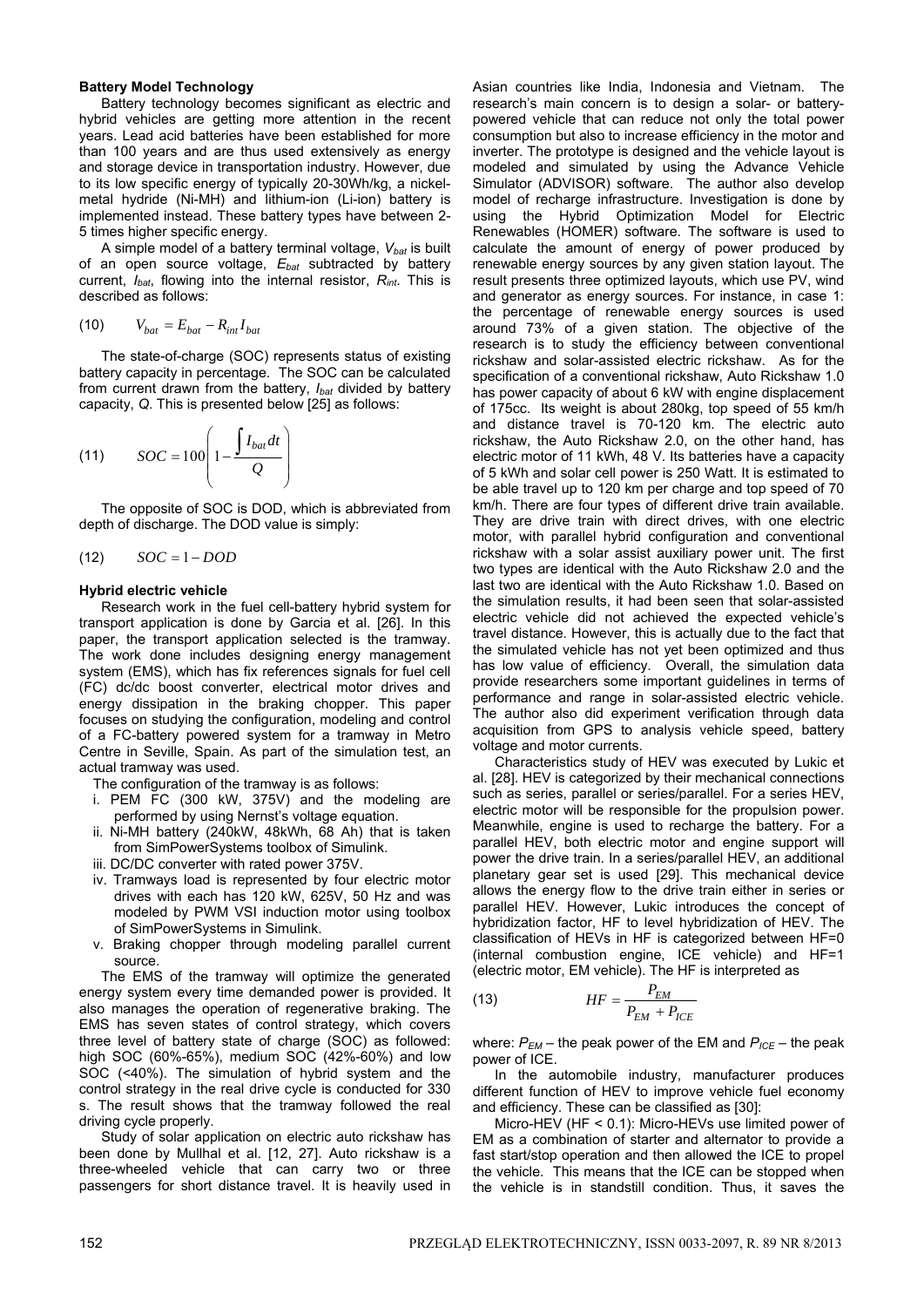### Battery Model Technology

Battery technology becomes significant as electric and hybrid vehicles are getting more attention in the recent years. Lead acid batteries have been established for more than 100 years and are thus used extensively as energy and storage device in transportation industry. However, due to its low specific energy of typically 20-30Wh/kg, a nickel-metal hydride (Ni-MH) and lithium-ion (Li-ion) battery is implemented instead. These battery types have between 2-5 times higher specific energy.

A simple model of a battery terminal voltage, $V_{bat}$ is built of an open source voltage, $E_{bat}$ subtracted by battery current, $I_{bat}$, flowing into the internal resistor, $R_{int}$. This is described as follows:

$$V_{bat} = E_{bat} - R_{int} I_{bat} \tag{10}$$

The state-of-charge (SOC) represents status of existing battery capacity in percentage. The SOC can be calculated from current drawn from the battery, $I_{bat}$ divided by battery capacity, $Q$. This is presented below [25] as follows:

$$SOC = 100\left(1 - \frac{\int I_{bat}\,dt}{Q}\right) \tag{11}$$

The opposite of SOC is DOD, which is abbreviated from depth of discharge. The DOD value is simply:

$$SOC = 1 - DOD \tag{12}$$

### Hybrid electric vehicle

Research work in the fuel cell-battery hybrid system for transport application is done by Garcia et al. [26]. In this paper, the transport application selected is the tramway. The work done includes designing energy management system (EMS), which has fix references signals for fuel cell (FC) dc/dc boost converter, electrical motor drives and energy dissipation in the braking chopper. This paper focuses on studying the configuration, modeling and control of a FC-battery powered system for a tramway in Metro Centre in Seville, Spain. As part of the simulation test, an actual tramway was used.

The configuration of the tramway is as follows:

- i. PEM FC (300 kW, 375V) and the modeling are performed by using Nernst's voltage equation.
- ii. Ni-MH battery (240kW, 48kWh, 68 Ah) that is taken from SimPowerSystems toolbox of Simulink.
- iii. DC/DC converter with rated power 375V.
- iv. Tramways load is represented by four electric motor drives with each has 120 kW, 625V, 50 Hz and was modeled by PWM VSI induction motor using toolbox of SimPowerSystems in Simulink.
- v. Braking chopper through modeling parallel current source.

The EMS of the tramway will optimize the generated energy system every time demanded power is provided. It also manages the operation of regenerative braking. The EMS has seven states of control strategy, which covers three level of battery state of charge (SOC) as followed: high SOC (60%-65%), medium SOC (42%-60%) and low SOC (<40%). The simulation of hybrid system and the control strategy in the real drive cycle is conducted for 330 s. The result shows that the tramway followed the real driving cycle properly.

Study of solar application on electric auto rickshaw has been done by Mullhal et al. [12, 27]. Auto rickshaw is a three-wheeled vehicle that can carry two or three passengers for short distance travel. It is heavily used in Asian countries like India, Indonesia and Vietnam. The research's main concern is to design a solar- or battery-powered vehicle that can reduce not only the total power consumption but also to increase efficiency in the motor and inverter. The prototype is designed and the vehicle layout is modeled and simulated by using the Advance Vehicle Simulator (ADVISOR) software. The author also develop model of recharge infrastructure. Investigation is done by using the Hybrid Optimization Model for Electric Renewables (HOMER) software. The software is used to calculate the amount of energy of power produced by renewable energy sources by any given station layout. The result presents three optimized layouts, which use PV, wind and generator as energy sources. For instance, in case 1: the percentage of renewable energy sources is used around 73% of a given station. The objective of the research is to study the efficiency between conventional rickshaw and solar-assisted electric rickshaw. As for the specification of a conventional rickshaw, Auto Rickshaw 1.0 has power capacity of about 6 kW with engine displacement of 175cc. Its weight is about 280kg, top speed of 55 km/h and distance travel is 70-120 km. The electric auto rickshaw, the Auto Rickshaw 2.0, on the other hand, has electric motor of 11 kWh, 48 V. Its batteries have a capacity of 5 kWh and solar cell power is 250 Watt. It is estimated to be able travel up to 120 km per charge and top speed of 70 km/h. There are four types of different drive train available. They are drive train with direct drives, with one electric motor, with parallel hybrid configuration and conventional rickshaw with a solar assist auxiliary power unit. The first two types are identical with the Auto Rickshaw 2.0 and the last two are identical with the Auto Rickshaw 1.0. Based on the simulation results, it had been seen that solar-assisted electric vehicle did not achieved the expected vehicle's travel distance. However, this is actually due to the fact that the simulated vehicle has not yet been optimized and thus has low value of efficiency. Overall, the simulation data provide researchers some important guidelines in terms of performance and range in solar-assisted electric vehicle. The author also did experiment verification through data acquisition from GPS to analysis vehicle speed, battery voltage and motor currents.

Characteristics study of HEV was executed by Lukic et al. [28]. HEV is categorized by their mechanical connections such as series, parallel or series/parallel. For a series HEV, electric motor will be responsible for the propulsion power. Meanwhile, engine is used to recharge the battery. For a parallel HEV, both electric motor and engine support will power the drive train. In a series/parallel HEV, an additional planetary gear set is used [29]. This mechanical device allows the energy flow to the drive train either in series or parallel HEV. However, Lukic introduces the concept of hybridization factor, HF to level hybridization of HEV. The classification of HEVs in HF is categorized between HF=0 (internal combustion engine, ICE vehicle) and HF=1 (electric motor, EM vehicle). The HF is interpreted as

$$HF = \frac{P_{EM}}{P_{EM} + P_{ICE}} \tag{13}$$

where: $P_{EM}$ – the peak power of the EM and $P_{ICE}$ – the peak power of ICE.

In the automobile industry, manufacturer produces different function of HEV to improve vehicle fuel economy and efficiency. These can be classified as [30]:

Micro-HEV (HF < 0.1): Micro-HEVs use limited power of EM as a combination of starter and alternator to provide a fast start/stop operation and then allowed the ICE to propel the vehicle. This means that the ICE can be stopped when the vehicle is in standstill condition. Thus, it saves the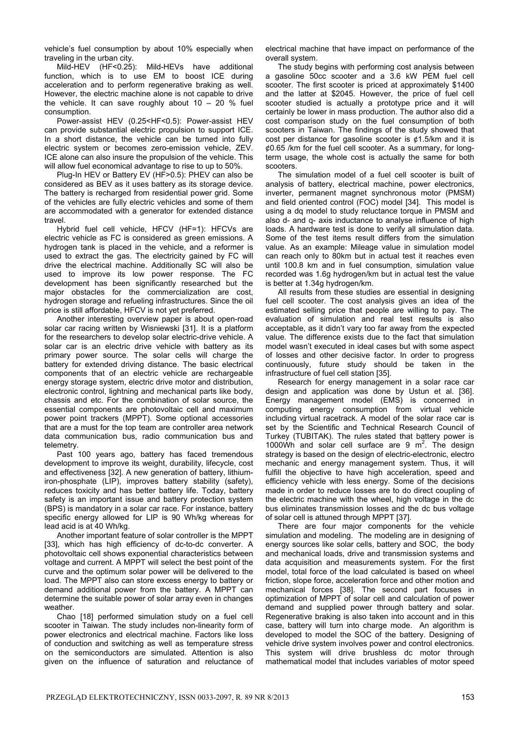vehicle's fuel consumption by about 10% especially when traveling in the urban city.

Mild-HEV (HF<0.25): Mild-HEVs have additional function, which is to use EM to boost ICE during acceleration and to perform regenerative braking as well. However, the electric machine alone is not capable to drive the vehicle. It can save roughly about 10 – 20 % fuel consumption.

Power-assist HEV (0.25<HF<0.5): Power-assist HEV can provide substantial electric propulsion to support ICE. In a short distance, the vehicle can be turned into fully electric system or becomes zero-emission vehicle, ZEV. ICE alone can also insure the propulsion of the vehicle. This will allow fuel economical advantage to rise to up to 50%.

Plug-In HEV or Battery EV (HF>0.5): PHEV can also be considered as BEV as it uses battery as its storage device. The battery is recharged from residential power grid. Some of the vehicles are fully electric vehicles and some of them are accommodated with a generator for extended distance travel.

Hybrid fuel cell vehicle, HFCV (HF=1): HFCVs are electric vehicle as FC is considered as green emissions. A hydrogen tank is placed in the vehicle, and a reformer is used to extract the gas. The electricity gained by FC will drive the electrical machine. Additionally SC will also be used to improve its low power response. The FC development has been significantly researched but the major obstacles for the commercialization are cost, hydrogen storage and refueling infrastructures. Since the oil price is still affordable, HFCV is not yet preferred.

Another interesting overview paper is about open-road solar car racing written by Wisniewski [31]. It is a platform for the researchers to develop solar electric-drive vehicle. A solar car is an electric drive vehicle with battery as its primary power source. The solar cells will charge the battery for extended driving distance. The basic electrical components that of an electric vehicle are rechargeable energy storage system, electric drive motor and distribution, electronic control, lightning and mechanical parts like body, chassis and etc. For the combination of solar source, the essential components are photovoltaic cell and maximum power point trackers (MPPT). Some optional accessories that are a must for the top team are controller area network data communication bus, radio communication bus and telemetry.

Past 100 years ago, battery has faced tremendous development to improve its weight, durability, lifecycle, cost and effectiveness [32]. A new generation of battery, lithium-iron-phosphate (LIP), improves battery stability (safety), reduces toxicity and has better battery life. Today, battery safety is an important issue and battery protection system (BPS) is mandatory in a solar car race. For instance, battery specific energy allowed for LIP is 90 Wh/kg whereas for lead acid is at 40 Wh/kg.

Another important feature of solar controller is the MPPT [33], which has high efficiency of dc-to-dc converter. A photovoltaic cell shows exponential characteristics between voltage and current. A MPPT will select the best point of the curve and the optimum solar power will be delivered to the load. The MPPT also can store excess energy to battery or demand additional power from the battery. A MPPT can determine the suitable power of solar array even in changes weather.

Chao [18] performed simulation study on a fuel cell scooter in Taiwan. The study includes non-linearity form of power electronics and electrical machine. Factors like loss of conduction and switching as well as temperature stress on the semiconductors are simulated. Attention is also given on the influence of saturation and reluctance of electrical machine that have impact on performance of the overall system.

The study begins with performing cost analysis between a gasoline 50cc scooter and a 3.6 kW PEM fuel cell scooter. The first scooter is priced at approximately $1400 and the latter at $2045. However, the price of fuel cell scooter studied is actually a prototype price and it will certainly be lower in mass production. The author also did a cost comparison study on the fuel consumption of both scooters in Taiwan. The findings of the study showed that cost per distance for gasoline scooter is ¢1.5/km and it is ¢0.65 /km for the fuel cell scooter. As a summary, for long-term usage, the whole cost is actually the same for both scooters.

The simulation model of a fuel cell scooter is built of analysis of battery, electrical machine, power electronics, inverter, permanent magnet synchronous motor (PMSM) and field oriented control (FOC) model [34]. This model is using a dq model to study reluctance torque in PMSM and also d- and q- axis inductance to analyse influence of high loads. A hardware test is done to verify all simulation data. Some of the test items result differs from the simulation value. As an example: Mileage value in simulation model can reach only to 80km but in actual test it reaches even until 100.8 km and in fuel consumption, simulation value recorded was 1.6g hydrogen/km but in actual test the value is better at 1.34g hydrogen/km.

All results from these studies are essential in designing fuel cell scooter. The cost analysis gives an idea of the estimated selling price that people are willing to pay. The evaluation of simulation and real test results is also acceptable, as it didn't vary too far away from the expected value. The difference exists due to the fact that simulation model wasn't executed in ideal cases but with some aspect of losses and other decisive factor. In order to progress continuously, future study should be taken in the infrastructure of fuel cell station [35].

Research for energy management in a solar race car design and application was done by Ustun et al. [36]. Energy management model (EMS) is concerned in computing energy consumption from virtual vehicle including virtual racetrack. A model of the solar race car is set by the Scientific and Technical Research Council of Turkey (TUBITAK). The rules stated that battery power is 1000Wh and solar cell surface are 9 $m^2$. The design strategy is based on the design of electric-electronic, electro mechanic and energy management system. Thus, it will fulfill the objective to have high acceleration, speed and efficiency vehicle with less energy. Some of the decisions made in order to reduce losses are to do direct coupling of the electric machine with the wheel, high voltage in the dc bus eliminates transmission losses and the dc bus voltage of solar cell is attuned through MPPT [37].

There are four major components for the vehicle simulation and modeling. The modeling are in designing of energy sources like solar cells, battery and SOC, the body and mechanical loads, drive and transmission systems and data acquisition and measurements system. For the first model, total force of the load calculated is based on wheel friction, slope force, acceleration force and other motion and mechanical forces [38]. The second part focuses in optimization of MPPT of solar cell and calculation of power demand and supplied power through battery and solar. Regenerative braking is also taken into account and in this case, battery will turn into charge mode. An algorithm is developed to model the SOC of the battery. Designing of vehicle drive system involves power and control electronics. This system will drive brushless dc motor through mathematical model that includes variables of motor speed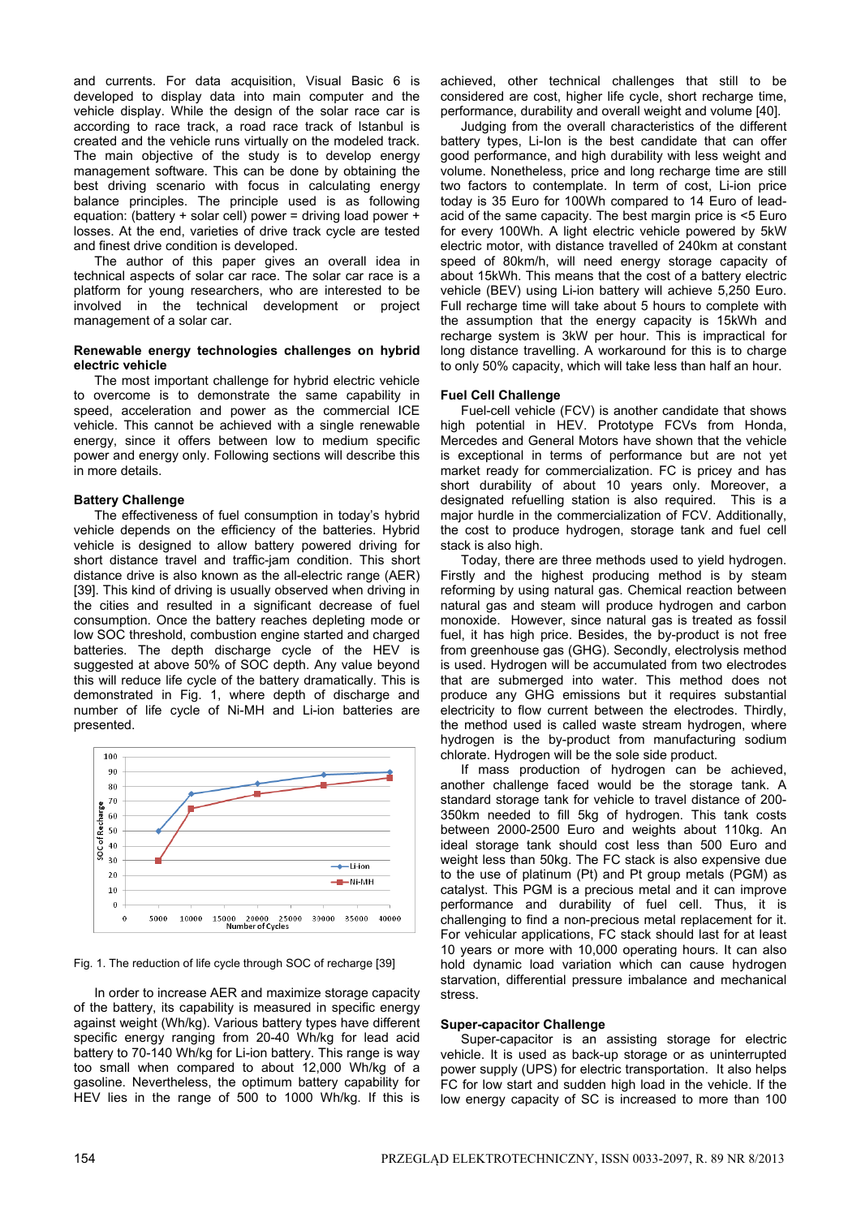and currents. For data acquisition, Visual Basic 6 is developed to display data into main computer and the vehicle display. While the design of the solar race car is according to race track, a road race track of Istanbul is created and the vehicle runs virtually on the modeled track. The main objective of the study is to develop energy management software. This can be done by obtaining the best driving scenario with focus in calculating energy balance principles. The principle used is as following equation: (battery + solar cell) power = driving load power + losses. At the end, varieties of drive track cycle are tested and finest drive condition is developed.

The author of this paper gives an overall idea in technical aspects of solar car race. The solar car race is a platform for young researchers, who are interested to be involved in the technical development or project management of a solar car.

### Renewable energy technologies challenges on hybrid electric vehicle

The most important challenge for hybrid electric vehicle to overcome is to demonstrate the same capability in speed, acceleration and power as the commercial ICE vehicle. This cannot be achieved with a single renewable energy, since it offers between low to medium specific power and energy only. Following sections will describe this in more details.

### Battery Challenge

The effectiveness of fuel consumption in today's hybrid vehicle depends on the efficiency of the batteries. Hybrid vehicle is designed to allow battery powered driving for short distance travel and traffic-jam condition. This short distance drive is also known as the all-electric range (AER) [39]. This kind of driving is usually observed when driving in the cities and resulted in a significant decrease of fuel consumption. Once the battery reaches depleting mode or low SOC threshold, combustion engine started and charged batteries. The depth discharge cycle of the HEV is suggested at above 50% of SOC depth. Any value beyond this will reduce life cycle of the battery dramatically. This is demonstrated in Fig. 1, where depth of discharge and number of life cycle of Ni-MH and Li-ion batteries are presented.

Fig. 1. The reduction of life cycle through SOC of recharge [39]

In order to increase AER and maximize storage capacity of the battery, its capability is measured in specific energy against weight (Wh/kg). Various battery types have different specific energy ranging from 20-40 Wh/kg for lead acid battery to 70-140 Wh/kg for Li-ion battery. This range is way too small when compared to about 12,000 Wh/kg of a gasoline. Nevertheless, the optimum battery capability for HEV lies in the range of 500 to 1000 Wh/kg. If this is achieved, other technical challenges that still to be considered are cost, higher life cycle, short recharge time, performance, durability and overall weight and volume [40].

Judging from the overall characteristics of the different battery types, Li-Ion is the best candidate that can offer good performance, and high durability with less weight and volume. Nonetheless, price and long recharge time are still two factors to contemplate. In term of cost, Li-ion price today is 35 Euro for 100Wh compared to 14 Euro of lead-acid of the same capacity. The best margin price is <5 Euro for every 100Wh. A light electric vehicle powered by 5kW electric motor, with distance travelled of 240km at constant speed of 80km/h, will need energy storage capacity of about 15kWh. This means that the cost of a battery electric vehicle (BEV) using Li-ion battery will achieve 5,250 Euro. Full recharge time will take about 5 hours to complete with the assumption that the energy capacity is 15kWh and recharge system is 3kW per hour. This is impractical for long distance travelling. A workaround for this is to charge to only 50% capacity, which will take less than half an hour.

### Fuel Cell Challenge

Fuel-cell vehicle (FCV) is another candidate that shows high potential in HEV. Prototype FCVs from Honda, Mercedes and General Motors have shown that the vehicle is exceptional in terms of performance but are not yet market ready for commercialization. FC is pricey and has short durability of about 10 years only. Moreover, a designated refuelling station is also required. This is a major hurdle in the commercialization of FCV. Additionally, the cost to produce hydrogen, storage tank and fuel cell stack is also high.

Today, there are three methods used to yield hydrogen. Firstly and the highest producing method is by steam reforming by using natural gas. Chemical reaction between natural gas and steam will produce hydrogen and carbon monoxide. However, since natural gas is treated as fossil fuel, it has high price. Besides, the by-product is not free from greenhouse gas (GHG). Secondly, electrolysis method is used. Hydrogen will be accumulated from two electrodes that are submerged into water. This method does not produce any GHG emissions but it requires substantial electricity to flow current between the electrodes. Thirdly, the method used is called waste stream hydrogen, where hydrogen is the by-product from manufacturing sodium chlorate. Hydrogen will be the sole side product.

If mass production of hydrogen can be achieved, another challenge faced would be the storage tank. A standard storage tank for vehicle to travel distance of 200-350km needed to fill 5kg of hydrogen. This tank costs between 2000-2500 Euro and weights about 110kg. An ideal storage tank should cost less than 500 Euro and weight less than 50kg. The FC stack is also expensive due to the use of platinum (Pt) and Pt group metals (PGM) as catalyst. This PGM is a precious metal and it can improve performance and durability of fuel cell. Thus, it is challenging to find a non-precious metal replacement for it. For vehicular applications, FC stack should last for at least 10 years or more with 10,000 operating hours. It can also hold dynamic load variation which can cause hydrogen starvation, differential pressure imbalance and mechanical stress.

### Super-capacitor Challenge

Super-capacitor is an assisting storage for electric vehicle. It is used as back-up storage or as uninterrupted power supply (UPS) for electric transportation. It also helps FC for low start and sudden high load in the vehicle. If the low energy capacity of SC is increased to more than 100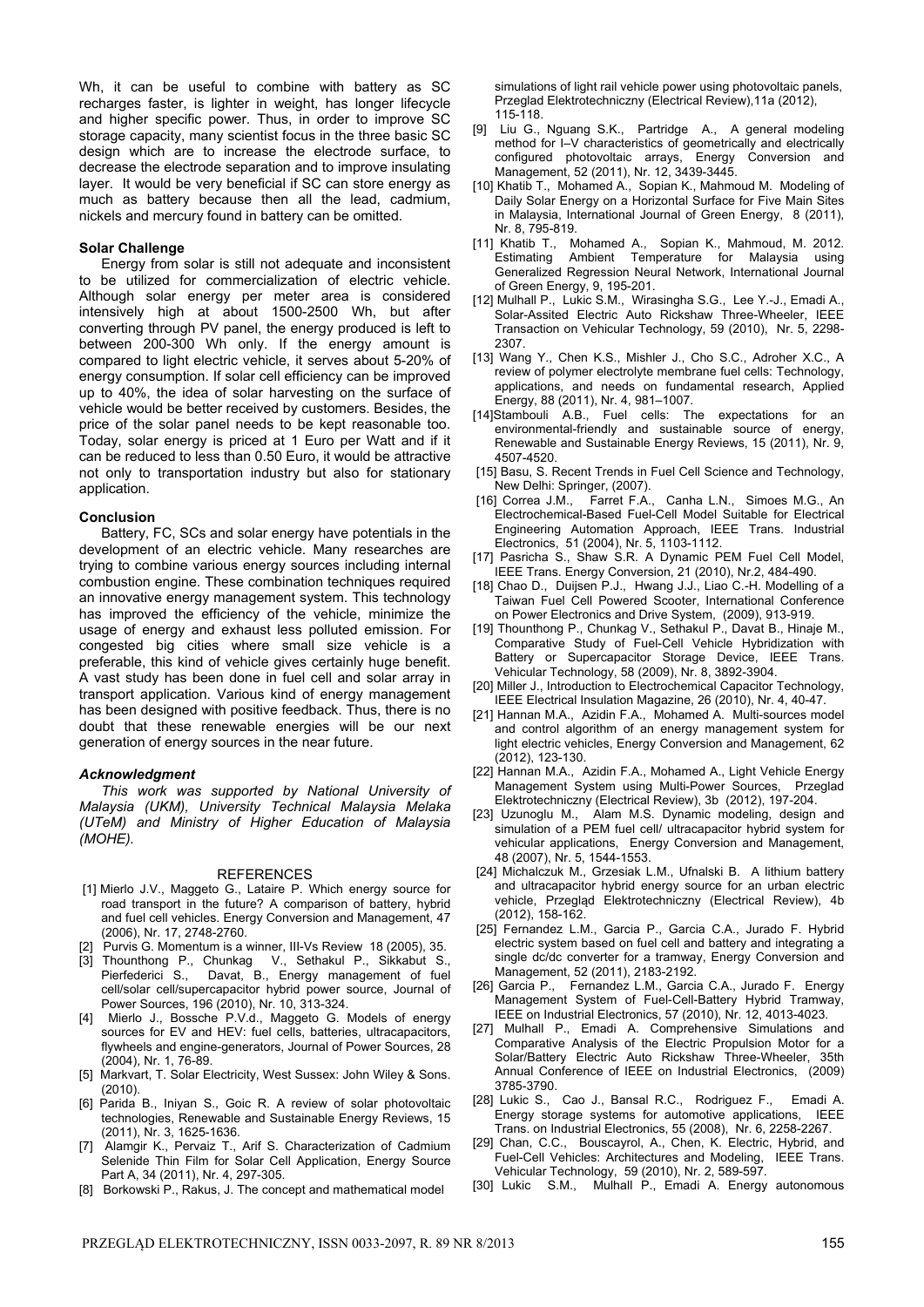Wh, it can be useful to combine with battery as SC recharges faster, is lighter in weight, has longer lifecycle and higher specific power. Thus, in order to improve SC storage capacity, many scientist focus in the three basic SC design which are to increase the electrode surface, to decrease the electrode separation and to improve insulating layer. It would be very beneficial if SC can store energy as much as battery because then all the lead, cadmium, nickels and mercury found in battery can be omitted.

**Solar Challenge**

Energy from solar is still not adequate and inconsistent to be utilized for commercialization of electric vehicle. Although solar energy per meter area is considered intensively high at about 1500-2500 Wh, but after converting through PV panel, the energy produced is left to between 200-300 Wh only. If the energy amount is compared to light electric vehicle, it serves about 5-20% of energy consumption. If solar cell efficiency can be improved up to 40%, the idea of solar harvesting on the surface of vehicle would be better received by customers. Besides, the price of the solar panel needs to be kept reasonable too. Today, solar energy is priced at 1 Euro per Watt and if it can be reduced to less than 0.50 Euro, it would be attractive not only to transportation industry but also for stationary application.

**Conclusion**

Battery, FC, SCs and solar energy have potentials in the development of an electric vehicle. Many researches are trying to combine various energy sources including internal combustion engine. These combination techniques required an innovative energy management system. This technology has improved the efficiency of the vehicle, minimize the usage of energy and exhaust less polluted emission. For congested big cities where small size vehicle is a preferable, this kind of vehicle gives certainly huge benefit. A vast study has been done in fuel cell and solar array in transport application. Various kind of energy management has been designed with positive feedback. Thus, there is no doubt that these renewable energies will be our next generation of energy sources in the near future.

***Acknowledgment***

*This work was supported by National University of Malaysia (UKM), University Technical Malaysia Melaka (UTeM) and Ministry of Higher Education of Malaysia (MOHE).*

REFERENCES

[1] Mierlo J.V., Maggeto G., Lataire P. Which energy source for road transport in the future? A comparison of battery, hybrid and fuel cell vehicles. Energy Conversion and Management, 47 (2006), Nr. 17, 2748-2760.

[2] Purvis G. Momentum is a winner, III-Vs Review 18 (2005), 35.

[3] Thounthong P., Chunkag V., Sethakul P., Sikkabut S., Pierfederici S., Davat, B., Energy management of fuel cell/solar cell/supercapacitor hybrid power source, Journal of Power Sources, 196 (2010), Nr. 10, 313-324.

[4] Mierlo J., Bossche P.V.d., Maggeto G. Models of energy sources for EV and HEV: fuel cells, batteries, ultracapacitors, flywheels and engine-generators, Journal of Power Sources, 28 (2004), Nr. 1, 76-89.

[5] Markvart, T. Solar Electricity, West Sussex: John Wiley & Sons. (2010).

[6] Parida B., Iniyan S., Goic R. A review of solar photovoltaic technologies, Renewable and Sustainable Energy Reviews, 15 (2011), Nr. 3, 1625-1636.

[7] Alamgir K., Pervaiz T., Arif S. Characterization of Cadmium Selenide Thin Film for Solar Cell Application, Energy Source Part A, 34 (2011), Nr. 4, 297-305.

[8] Borkowski P., Rakus, J. The concept and mathematical model simulations of light rail vehicle power using photovoltaic panels, Przeglad Elektrotechniczny (Electrical Review),11a (2012), 115-118.

[9] Liu G., Nguang S.K., Partridge A., A general modeling method for I–V characteristics of geometrically and electrically configured photovoltaic arrays, Energy Conversion and Management, 52 (2011), Nr. 12, 3439-3445.

[10] Khatib T., Mohamed A., Sopian K., Mahmoud M. Modeling of Daily Solar Energy on a Horizontal Surface for Five Main Sites in Malaysia, International Journal of Green Energy, 8 (2011), Nr. 8, 795-819.

[11] Khatib T., Mohamed A., Sopian K., Mahmoud, M. 2012. Estimating Ambient Temperature for Malaysia using Generalized Regression Neural Network, International Journal of Green Energy, 9, 195-201.

[12] Mulhall P., Lukic S.M., Wirasingha S.G., Lee Y.-J., Emadi A., Solar-Assited Electric Auto Rickshaw Three-Wheeler, IEEE Transaction on Vehicular Technology, 59 (2010), Nr. 5, 2298-2307.

[13] Wang Y., Chen K.S., Mishler J., Cho S.C., Adroher X.C., A review of polymer electrolyte membrane fuel cells: Technology, applications, and needs on fundamental research, Applied Energy, 88 (2011), Nr. 4, 981–1007.

[14] Stambouli A.B., Fuel cells: The expectations for an environmental-friendly and sustainable source of energy, Renewable and Sustainable Energy Reviews, 15 (2011), Nr. 9, 4507-4520.

[15] Basu, S. Recent Trends in Fuel Cell Science and Technology, New Delhi: Springer, (2007).

[16] Correa J.M., Farret F.A., Canha L.N., Simoes M.G., An Electrochemical-Based Fuel-Cell Model Suitable for Electrical Engineering Automation Approach, IEEE Trans. Industrial Electronics, 51 (2004), Nr. 5, 1103-1112.

[17] Pasricha S., Shaw S.R. A Dynamic PEM Fuel Cell Model, IEEE Trans. Energy Conversion, 21 (2010), Nr.2, 484-490.

[18] Chao D., Duijsen P.J., Hwang J.J., Liao C.-H. Modelling of a Taiwan Fuel Cell Powered Scooter, International Conference on Power Electronics and Drive System, (2009), 913-919.

[19] Thounthong P., Chunkag V., Sethakul P., Davat B., Hinaje M., Comparative Study of Fuel-Cell Vehicle Hybridization with Battery or Supercapacitor Storage Device, IEEE Trans. Vehicular Technology, 58 (2009), Nr. 8, 3892-3904.

[20] Miller J., Introduction to Electrochemical Capacitor Technology, IEEE Electrical Insulation Magazine, 26 (2010), Nr. 4, 40-47.

[21] Hannan M.A., Azidin F.A., Mohamed A. Multi-sources model and control algorithm of an energy management system for light electric vehicles, Energy Conversion and Management, 62 (2012), 123-130.

[22] Hannan M.A., Azidin F.A., Mohamed A., Light Vehicle Energy Management System using Multi-Power Sources, Przeglad Elektrotechniczny (Electrical Review), 3b (2012), 197-204.

[23] Uzunoglu M., Alam M.S. Dynamic modeling, design and simulation of a PEM fuel cell/ ultracapacitor hybrid system for vehicular applications, Energy Conversion and Management, 48 (2007), Nr. 5, 1544-1553.

[24] Michalczuk M., Grzesiak L.M., Ufnalski B. A lithium battery and ultracapacitor hybrid energy source for an urban electric vehicle, Przegląd Elektrotechniczny (Electrical Review), 4b (2012), 158-162.

[25] Fernandez L.M., Garcia P., Garcia C.A., Jurado F. Hybrid electric system based on fuel cell and battery and integrating a single dc/dc converter for a tramway, Energy Conversion and Management, 52 (2011), 2183-2192.

[26] Garcia P., Fernandez L.M., Garcia C.A., Jurado F. Energy Management System of Fuel-Cell-Battery Hybrid Tramway, IEEE on Industrial Electronics, 57 (2010), Nr. 12, 4013-4023.

[27] Mulhall P., Emadi A. Comprehensive Simulations and Comparative Analysis of the Electric Propulsion Motor for a Solar/Battery Electric Auto Rickshaw Three-Wheeler, 35th Annual Conference of IEEE on Industrial Electronics, (2009) 3785-3790.

[28] Lukic S., Cao J., Bansal R.C., Rodriguez F., Emadi A. Energy storage systems for automotive applications, IEEE Trans. on Industrial Electronics, 55 (2008), Nr. 6, 2258-2267.

[29] Chan, C.C., Bouscayrol, A., Chen, K. Electric, Hybrid, and Fuel-Cell Vehicles: Architectures and Modeling, IEEE Trans. Vehicular Technology, 59 (2010), Nr. 2, 589-597.

[30] Lukic S.M., Mulhall P., Emadi A. Energy autonomous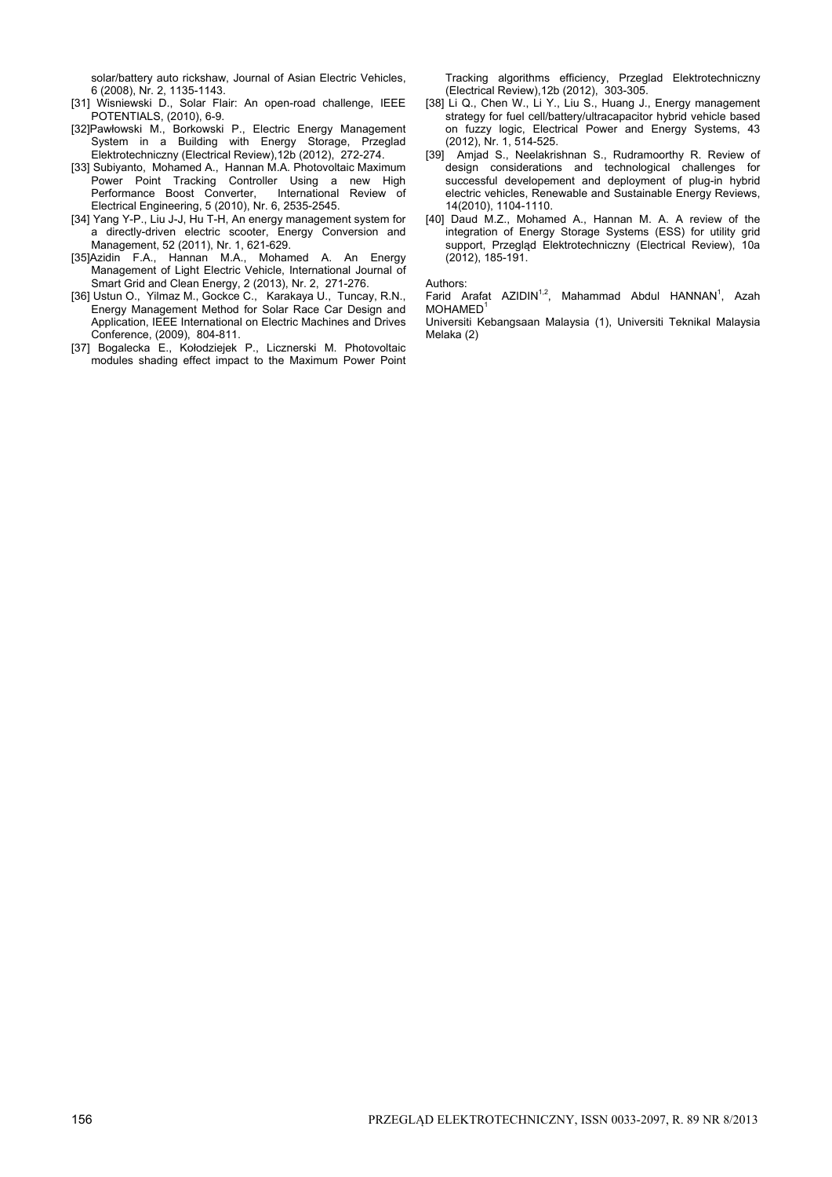solar/battery auto rickshaw, Journal of Asian Electric Vehicles, 6 (2008), Nr. 2, 1135-1143.

[31] Wisniewski D., Solar Flair: An open-road challenge, IEEE POTENTIALS, (2010), 6-9.

[32]Pawłowski M., Borkowski P., Electric Energy Management System in a Building with Energy Storage, Przeglad Elektrotechniczny (Electrical Review),12b (2012), 272-274.

[33] Subiyanto, Mohamed A., Hannan M.A. Photovoltaic Maximum Power Point Tracking Controller Using a new High Performance Boost Converter, International Review of Electrical Engineering, 5 (2010), Nr. 6, 2535-2545.

[34] Yang Y-P., Liu J-J, Hu T-H, An energy management system for a directly-driven electric scooter, Energy Conversion and Management, 52 (2011), Nr. 1, 621-629.

[35]Azidin F.A., Hannan M.A., Mohamed A. An Energy Management of Light Electric Vehicle, International Journal of Smart Grid and Clean Energy, 2 (2013), Nr. 2, 271-276.

[36] Ustun O., Yilmaz M., Gockce C., Karakaya U., Tuncay, R.N., Energy Management Method for Solar Race Car Design and Application, IEEE International on Electric Machines and Drives Conference, (2009), 804-811.

[37] Bogalecka E., Kołodziejek P., Licznerski M. Photovoltaic modules shading effect impact to the Maximum Power Point Tracking algorithms efficiency, Przeglad Elektrotechniczny (Electrical Review),12b (2012), 303-305.

[38] Li Q., Chen W., Li Y., Liu S., Huang J., Energy management strategy for fuel cell/battery/ultracapacitor hybrid vehicle based on fuzzy logic, Electrical Power and Energy Systems, 43 (2012), Nr. 1, 514-525.

[39] Amjad S., Neelakrishnan S., Rudramoorthy R. Review of design considerations and technological challenges for successful developement and deployment of plug-in hybrid electric vehicles, Renewable and Sustainable Energy Reviews, 14(2010), 1104-1110.

[40] Daud M.Z., Mohamed A., Hannan M. A. A review of the integration of Energy Storage Systems (ESS) for utility grid support, Przegląd Elektrotechniczny (Electrical Review), 10a (2012), 185-191.

Authors:
Farid Arafat AZIDIN[1,2], Mahammad Abdul HANNAN[1], Azah MOHAMED[1]
Universiti Kebangsaan Malaysia (1), Universiti Teknikal Malaysia Melaka (2)